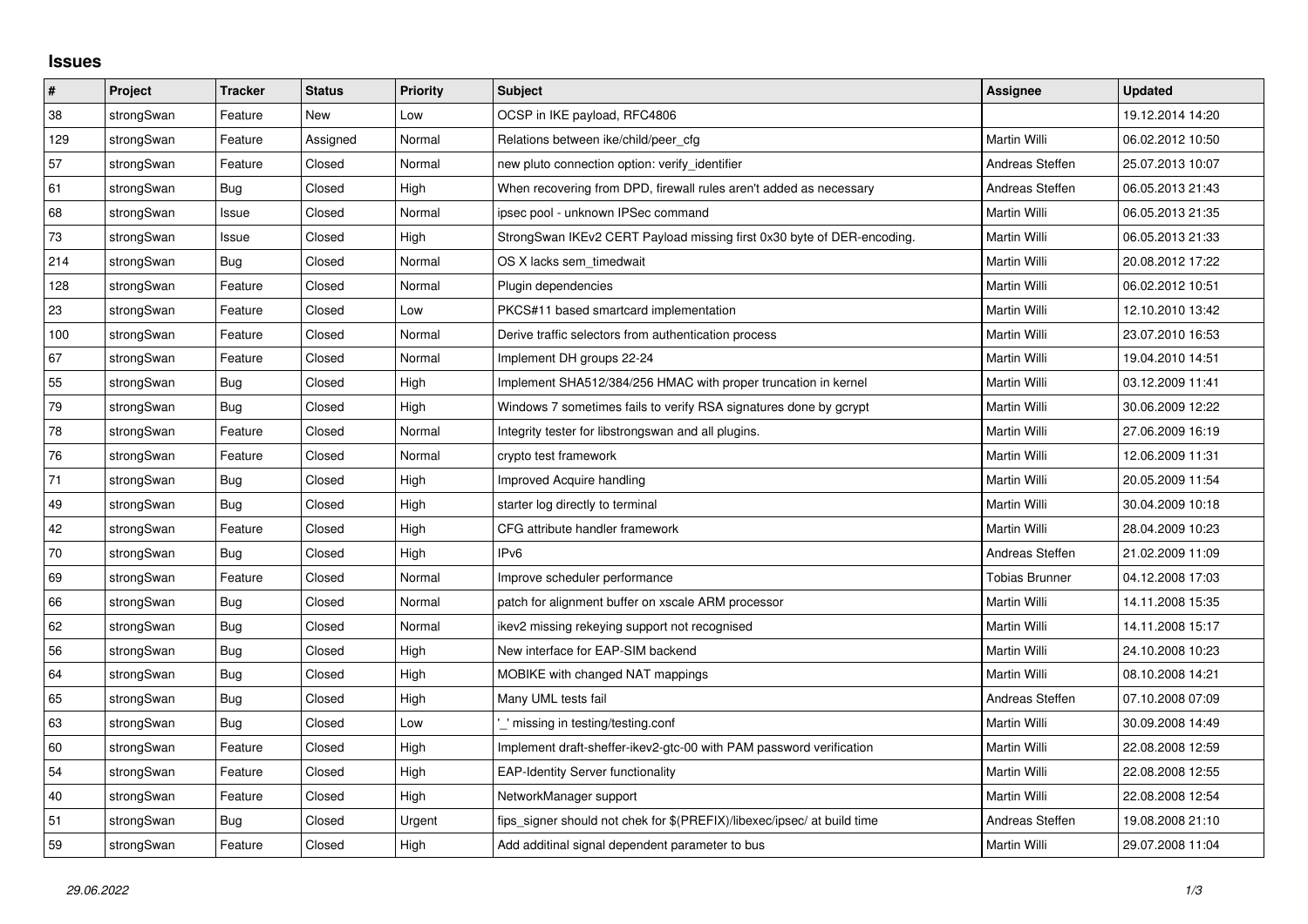## Issues

| # | Project | Tracker | Status | Priority | Subject | Assignee | Updated |
|---|---|---|---|---|---|---|---|
| 38 | strongSwan | Feature | New | Low | OCSP in IKE payload, RFC4806 | | 19.12.2014 14:20 |
| 129 | strongSwan | Feature | Assigned | Normal | Relations between ike/child/peer_cfg | Martin Willi | 06.02.2012 10:50 |
| 57 | strongSwan | Feature | Closed | Normal | new pluto connection option: verify_identifier | Andreas Steffen | 25.07.2013 10:07 |
| 61 | strongSwan | Bug | Closed | High | When recovering from DPD, firewall rules aren't added as necessary | Andreas Steffen | 06.05.2013 21:43 |
| 68 | strongSwan | Issue | Closed | Normal | ipsec pool - unknown IPSec command | Martin Willi | 06.05.2013 21:35 |
| 73 | strongSwan | Issue | Closed | High | StrongSwan IKEv2 CERT Payload missing first 0x30 byte of DER-encoding. | Martin Willi | 06.05.2013 21:33 |
| 214 | strongSwan | Bug | Closed | Normal | OS X lacks sem_timedwait | Martin Willi | 20.08.2012 17:22 |
| 128 | strongSwan | Feature | Closed | Normal | Plugin dependencies | Martin Willi | 06.02.2012 10:51 |
| 23 | strongSwan | Feature | Closed | Low | PKCS#11 based smartcard implementation | Martin Willi | 12.10.2010 13:42 |
| 100 | strongSwan | Feature | Closed | Normal | Derive traffic selectors from authentication process | Martin Willi | 23.07.2010 16:53 |
| 67 | strongSwan | Feature | Closed | Normal | Implement DH groups 22-24 | Martin Willi | 19.04.2010 14:51 |
| 55 | strongSwan | Bug | Closed | High | Implement SHA512/384/256 HMAC with proper truncation in kernel | Martin Willi | 03.12.2009 11:41 |
| 79 | strongSwan | Bug | Closed | High | Windows 7 sometimes fails to verify RSA signatures done by gcrypt | Martin Willi | 30.06.2009 12:22 |
| 78 | strongSwan | Feature | Closed | Normal | Integrity tester for libstrongswan and all plugins. | Martin Willi | 27.06.2009 16:19 |
| 76 | strongSwan | Feature | Closed | Normal | crypto test framework | Martin Willi | 12.06.2009 11:31 |
| 71 | strongSwan | Bug | Closed | High | Improved Acquire handling | Martin Willi | 20.05.2009 11:54 |
| 49 | strongSwan | Bug | Closed | High | starter log directly to terminal | Martin Willi | 30.04.2009 10:18 |
| 42 | strongSwan | Feature | Closed | High | CFG attribute handler framework | Martin Willi | 28.04.2009 10:23 |
| 70 | strongSwan | Bug | Closed | High | IPv6 | Andreas Steffen | 21.02.2009 11:09 |
| 69 | strongSwan | Feature | Closed | Normal | Improve scheduler performance | Tobias Brunner | 04.12.2008 17:03 |
| 66 | strongSwan | Bug | Closed | Normal | patch for alignment buffer on xscale ARM processor | Martin Willi | 14.11.2008 15:35 |
| 62 | strongSwan | Bug | Closed | Normal | ikev2 missing rekeying support not recognised | Martin Willi | 14.11.2008 15:17 |
| 56 | strongSwan | Bug | Closed | High | New interface for EAP-SIM backend | Martin Willi | 24.10.2008 10:23 |
| 64 | strongSwan | Bug | Closed | High | MOBIKE with changed NAT mappings | Martin Willi | 08.10.2008 14:21 |
| 65 | strongSwan | Bug | Closed | High | Many UML tests fail | Andreas Steffen | 07.10.2008 07:09 |
| 63 | strongSwan | Bug | Closed | Low | '_' missing in testing/testing.conf | Martin Willi | 30.09.2008 14:49 |
| 60 | strongSwan | Feature | Closed | High | Implement draft-sheffer-ikev2-gtc-00 with PAM password verification | Martin Willi | 22.08.2008 12:59 |
| 54 | strongSwan | Feature | Closed | High | EAP-Identity Server functionality | Martin Willi | 22.08.2008 12:55 |
| 40 | strongSwan | Feature | Closed | High | NetworkManager support | Martin Willi | 22.08.2008 12:54 |
| 51 | strongSwan | Bug | Closed | Urgent | fips_signer should not chek for $(PREFIX)/libexec/ipsec/ at build time | Andreas Steffen | 19.08.2008 21:10 |
| 59 | strongSwan | Feature | Closed | High | Add additinal signal dependent parameter to bus | Martin Willi | 29.07.2008 11:04 |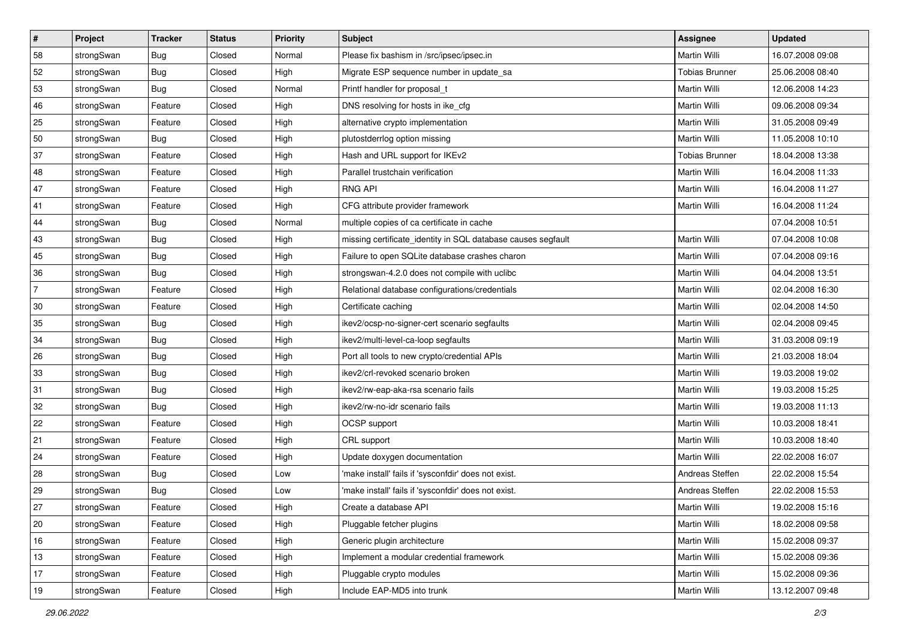| # | Project | Tracker | Status | Priority | Subject | Assignee | Updated |
|---|---|---|---|---|---|---|---|
| 58 | strongSwan | Bug | Closed | Normal | Please fix bashism in /src/ipsec/ipsec.in | Martin Willi | 16.07.2008 09:08 |
| 52 | strongSwan | Bug | Closed | High | Migrate ESP sequence number in update_sa | Tobias Brunner | 25.06.2008 08:40 |
| 53 | strongSwan | Bug | Closed | Normal | Printf handler for proposal_t | Martin Willi | 12.06.2008 14:23 |
| 46 | strongSwan | Feature | Closed | High | DNS resolving for hosts in ike_cfg | Martin Willi | 09.06.2008 09:34 |
| 25 | strongSwan | Feature | Closed | High | alternative crypto implementation | Martin Willi | 31.05.2008 09:49 |
| 50 | strongSwan | Bug | Closed | High | plutostderrlog option missing | Martin Willi | 11.05.2008 10:10 |
| 37 | strongSwan | Feature | Closed | High | Hash and URL support for IKEv2 | Tobias Brunner | 18.04.2008 13:38 |
| 48 | strongSwan | Feature | Closed | High | Parallel trustchain verification | Martin Willi | 16.04.2008 11:33 |
| 47 | strongSwan | Feature | Closed | High | RNG API | Martin Willi | 16.04.2008 11:27 |
| 41 | strongSwan | Feature | Closed | High | CFG attribute provider framework | Martin Willi | 16.04.2008 11:24 |
| 44 | strongSwan | Bug | Closed | Normal | multiple copies of ca certificate in cache | | 07.04.2008 10:51 |
| 43 | strongSwan | Bug | Closed | High | missing certificate_identity in SQL database causes segfault | Martin Willi | 07.04.2008 10:08 |
| 45 | strongSwan | Bug | Closed | High | Failure to open SQLite database crashes charon | Martin Willi | 07.04.2008 09:16 |
| 36 | strongSwan | Bug | Closed | High | strongswan-4.2.0 does not compile with uclibc | Martin Willi | 04.04.2008 13:51 |
| 7 | strongSwan | Feature | Closed | High | Relational database configurations/credentials | Martin Willi | 02.04.2008 16:30 |
| 30 | strongSwan | Feature | Closed | High | Certificate caching | Martin Willi | 02.04.2008 14:50 |
| 35 | strongSwan | Bug | Closed | High | ikev2/ocsp-no-signer-cert scenario segfaults | Martin Willi | 02.04.2008 09:45 |
| 34 | strongSwan | Bug | Closed | High | ikev2/multi-level-ca-loop segfaults | Martin Willi | 31.03.2008 09:19 |
| 26 | strongSwan | Bug | Closed | High | Port all tools to new crypto/credential APIs | Martin Willi | 21.03.2008 18:04 |
| 33 | strongSwan | Bug | Closed | High | ikev2/crl-revoked scenario broken | Martin Willi | 19.03.2008 19:02 |
| 31 | strongSwan | Bug | Closed | High | ikev2/rw-eap-aka-rsa scenario fails | Martin Willi | 19.03.2008 15:25 |
| 32 | strongSwan | Bug | Closed | High | ikev2/rw-no-idr scenario fails | Martin Willi | 19.03.2008 11:13 |
| 22 | strongSwan | Feature | Closed | High | OCSP support | Martin Willi | 10.03.2008 18:41 |
| 21 | strongSwan | Feature | Closed | High | CRL support | Martin Willi | 10.03.2008 18:40 |
| 24 | strongSwan | Feature | Closed | High | Update doxygen documentation | Martin Willi | 22.02.2008 16:07 |
| 28 | strongSwan | Bug | Closed | Low | 'make install' fails if 'sysconfdir' does not exist. | Andreas Steffen | 22.02.2008 15:54 |
| 29 | strongSwan | Bug | Closed | Low | 'make install' fails if 'sysconfdir' does not exist. | Andreas Steffen | 22.02.2008 15:53 |
| 27 | strongSwan | Feature | Closed | High | Create a database API | Martin Willi | 19.02.2008 15:16 |
| 20 | strongSwan | Feature | Closed | High | Pluggable fetcher plugins | Martin Willi | 18.02.2008 09:58 |
| 16 | strongSwan | Feature | Closed | High | Generic plugin architecture | Martin Willi | 15.02.2008 09:37 |
| 13 | strongSwan | Feature | Closed | High | Implement a modular credential framework | Martin Willi | 15.02.2008 09:36 |
| 17 | strongSwan | Feature | Closed | High | Pluggable crypto modules | Martin Willi | 15.02.2008 09:36 |
| 19 | strongSwan | Feature | Closed | High | Include EAP-MD5 into trunk | Martin Willi | 13.12.2007 09:48 |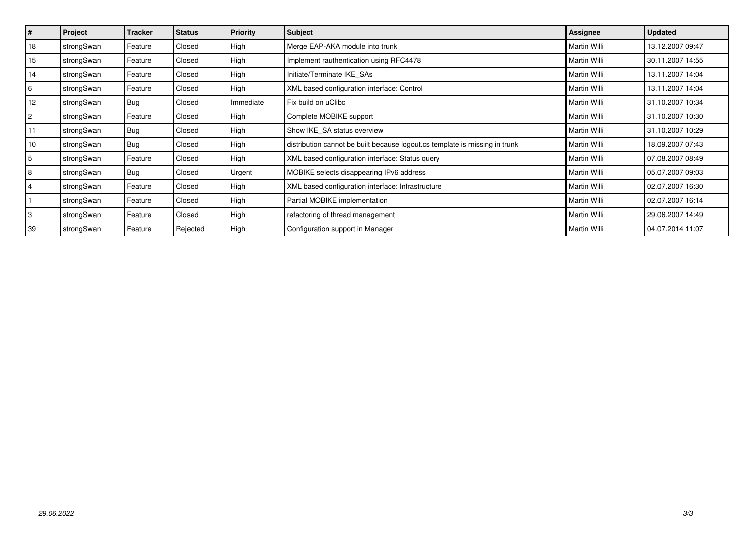| # | Project | Tracker | Status | Priority | Subject | Assignee | Updated |
|---|---|---|---|---|---|---|---|
| 18 | strongSwan | Feature | Closed | High | Merge EAP-AKA module into trunk | Martin Willi | 13.12.2007 09:47 |
| 15 | strongSwan | Feature | Closed | High | Implement rauthentication using RFC4478 | Martin Willi | 30.11.2007 14:55 |
| 14 | strongSwan | Feature | Closed | High | Initiate/Terminate IKE_SAs | Martin Willi | 13.11.2007 14:04 |
| 6 | strongSwan | Feature | Closed | High | XML based configuration interface: Control | Martin Willi | 13.11.2007 14:04 |
| 12 | strongSwan | Bug | Closed | Immediate | Fix build on uClibc | Martin Willi | 31.10.2007 10:34 |
| 2 | strongSwan | Feature | Closed | High | Complete MOBIKE support | Martin Willi | 31.10.2007 10:30 |
| 11 | strongSwan | Bug | Closed | High | Show IKE_SA status overview | Martin Willi | 31.10.2007 10:29 |
| 10 | strongSwan | Bug | Closed | High | distribution cannot be built because logout.cs template is missing in trunk | Martin Willi | 18.09.2007 07:43 |
| 5 | strongSwan | Feature | Closed | High | XML based configuration interface: Status query | Martin Willi | 07.08.2007 08:49 |
| 8 | strongSwan | Bug | Closed | Urgent | MOBIKE selects disappearing IPv6 address | Martin Willi | 05.07.2007 09:03 |
| 4 | strongSwan | Feature | Closed | High | XML based configuration interface: Infrastructure | Martin Willi | 02.07.2007 16:30 |
| 1 | strongSwan | Feature | Closed | High | Partial MOBIKE implementation | Martin Willi | 02.07.2007 16:14 |
| 3 | strongSwan | Feature | Closed | High | refactoring of thread management | Martin Willi | 29.06.2007 14:49 |
| 39 | strongSwan | Feature | Rejected | High | Configuration support in Manager | Martin Willi | 04.07.2014 11:07 |

*29.06.2022*